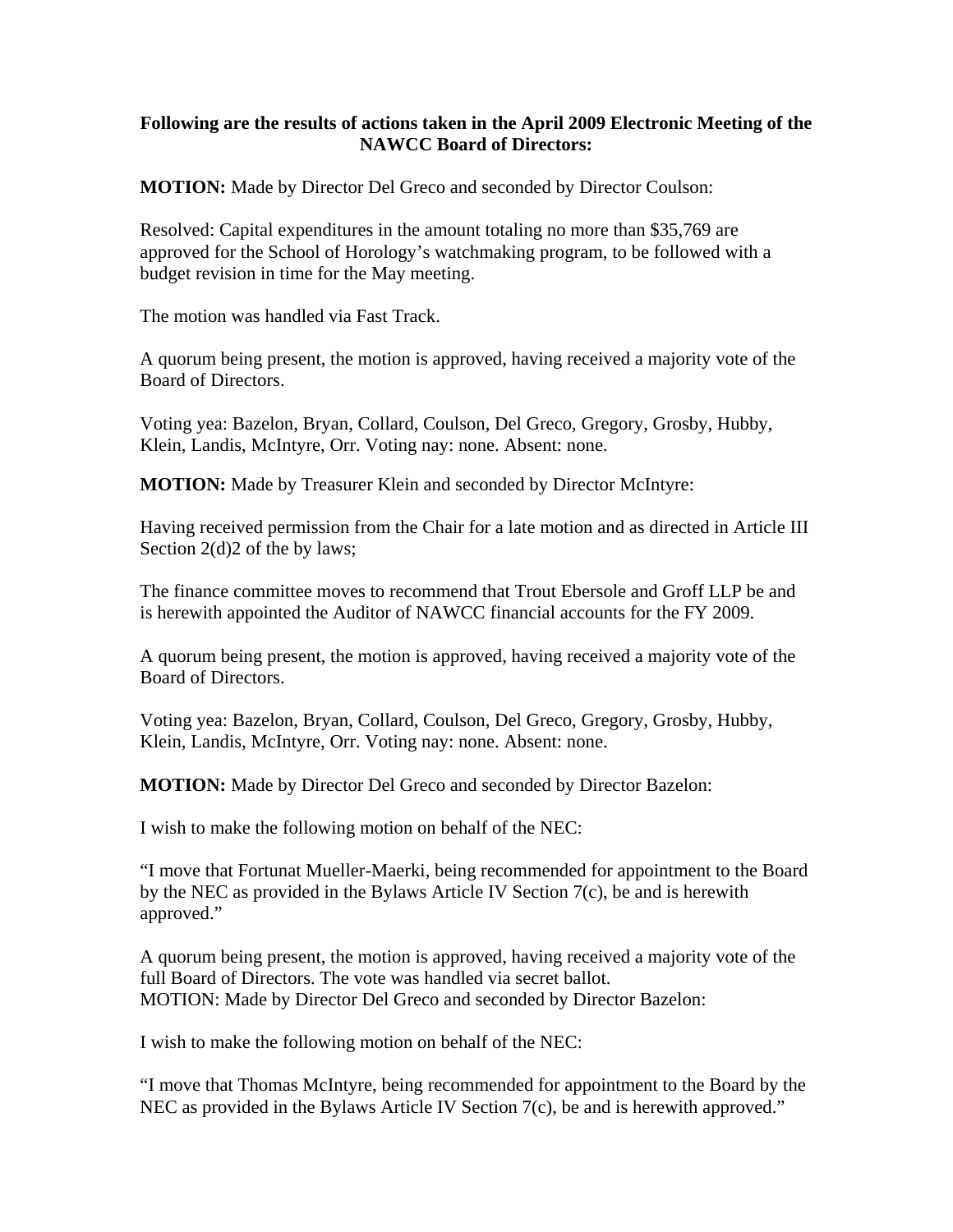**Following are the results of actions taken in the April 2009 Electronic Meeting of the NAWCC Board of Directors:**

**MOTION:** Made by Director Del Greco and seconded by Director Coulson:

Resolved: Capital expenditures in the amount totaling no more than $35,769 are approved for the School of Horology's watchmaking program, to be followed with a budget revision in time for the May meeting.

The motion was handled via Fast Track.

A quorum being present, the motion is approved, having received a majority vote of the Board of Directors.

Voting yea: Bazelon, Bryan, Collard, Coulson, Del Greco, Gregory, Grosby, Hubby, Klein, Landis, McIntyre, Orr. Voting nay: none. Absent: none.

**MOTION:** Made by Treasurer Klein and seconded by Director McIntyre:

Having received permission from the Chair for a late motion and as directed in Article III Section 2(d)2 of the by laws;

The finance committee moves to recommend that Trout Ebersole and Groff LLP be and is herewith appointed the Auditor of NAWCC financial accounts for the FY 2009.

A quorum being present, the motion is approved, having received a majority vote of the Board of Directors.

Voting yea: Bazelon, Bryan, Collard, Coulson, Del Greco, Gregory, Grosby, Hubby, Klein, Landis, McIntyre, Orr. Voting nay: none. Absent: none.

**MOTION:** Made by Director Del Greco and seconded by Director Bazelon:

I wish to make the following motion on behalf of the NEC:

"I move that Fortunat Mueller-Maerki, being recommended for appointment to the Board by the NEC as provided in the Bylaws Article IV Section 7(c), be and is herewith approved."

A quorum being present, the motion is approved, having received a majority vote of the full Board of Directors. The vote was handled via secret ballot.
MOTION: Made by Director Del Greco and seconded by Director Bazelon:

I wish to make the following motion on behalf of the NEC:

"I move that Thomas McIntyre, being recommended for appointment to the Board by the NEC as provided in the Bylaws Article IV Section 7(c), be and is herewith approved."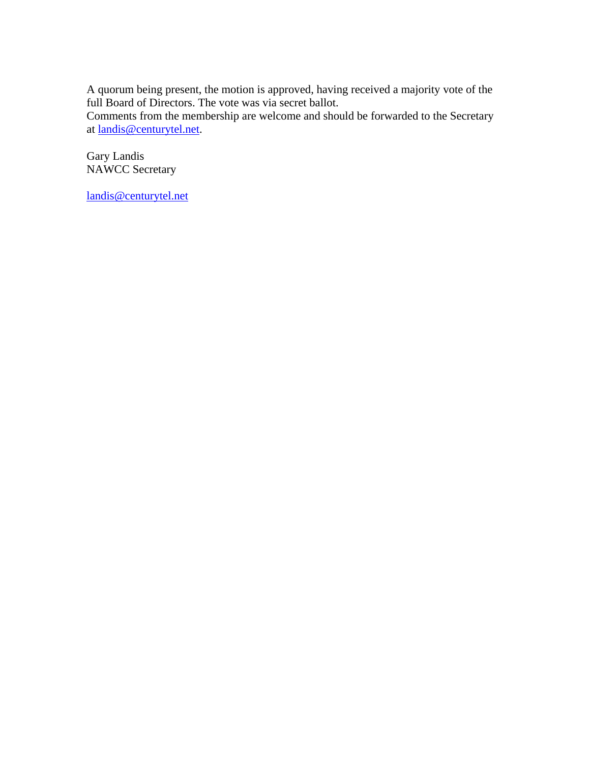A quorum being present, the motion is approved, having received a majority vote of the full Board of Directors. The vote was via secret ballot.
Comments from the membership are welcome and should be forwarded to the Secretary at landis@centurytel.net.

Gary Landis
NAWCC Secretary

landis@centurytel.net